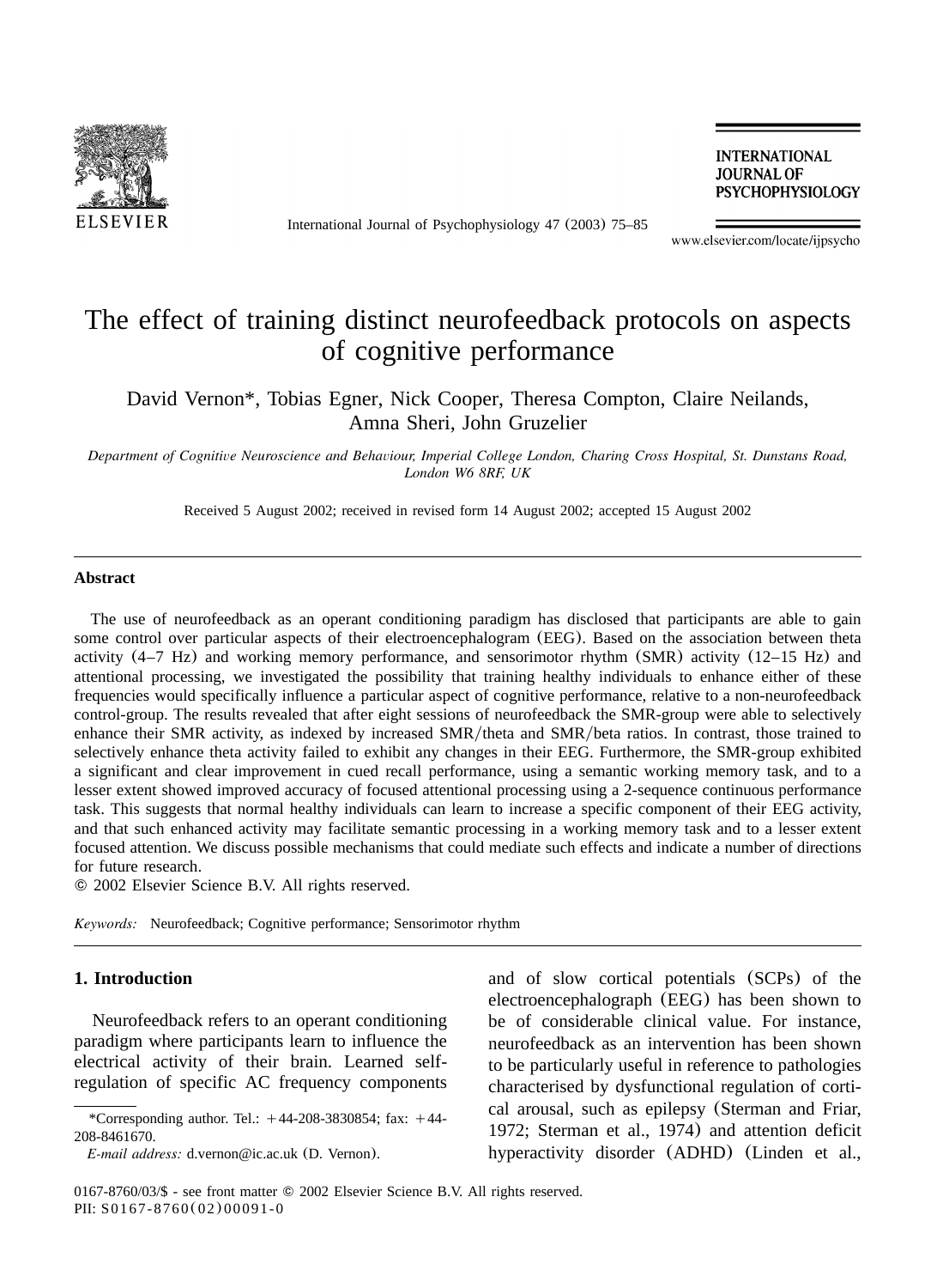# The effect of training distinct neurofeedback protocols on aspects of cognitive performance

David Vernon*, Tobias Egner, Nick Cooper, Theresa Compton, Claire Neilands, Amna Sheri, John Gruzelier

*Department of Cognitive Neuroscience and Behaviour, Imperial College London, Charing Cross Hospital, St. Dunstans Road, London W6 8RF, UK*

Received 5 August 2002; received in revised form 14 August 2002; accepted 15 August 2002

## Abstract

The use of neurofeedback as an operant conditioning paradigm has disclosed that participants are able to gain some control over particular aspects of their electroencephalogram (EEG). Based on the association between theta activity (4–7 Hz) and working memory performance, and sensorimotor rhythm (SMR) activity (12–15 Hz) and attentional processing, we investigated the possibility that training healthy individuals to enhance either of these frequencies would specifically influence a particular aspect of cognitive performance, relative to a non-neurofeedback control-group. The results revealed that after eight sessions of neurofeedback the SMR-group were able to selectively enhance their SMR activity, as indexed by increased SMR/theta and SMR/beta ratios. In contrast, those trained to selectively enhance theta activity failed to exhibit any changes in their EEG. Furthermore, the SMR-group exhibited a significant and clear improvement in cued recall performance, using a semantic working memory task, and to a lesser extent showed improved accuracy of focused attentional processing using a 2-sequence continuous performance task. This suggests that normal healthy individuals can learn to increase a specific component of their EEG activity, and that such enhanced activity may facilitate semantic processing in a working memory task and to a lesser extent focused attention. We discuss possible mechanisms that could mediate such effects and indicate a number of directions for future research.

© 2002 Elsevier Science B.V. All rights reserved.

*Keywords:* Neurofeedback; Cognitive performance; Sensorimotor rhythm

## 1. Introduction

Neurofeedback refers to an operant conditioning paradigm where participants learn to influence the electrical activity of their brain. Learned self-regulation of specific AC frequency components and of slow cortical potentials (SCPs) of the electroencephalograph (EEG) has been shown to be of considerable clinical value. For instance, neurofeedback as an intervention has been shown to be particularly useful in reference to pathologies characterised by dysfunctional regulation of cortical arousal, such as epilepsy (Sterman and Friar, 1972; Sterman et al., 1974) and attention deficit hyperactivity disorder (ADHD) (Linden et al.,

*Corresponding author. Tel.: +44-208-3830854; fax: +44-208-8461670.

*E-mail address:* d.vernon@ic.ac.uk (D. Vernon).

0167-8760/03/$ - see front matter © 2002 Elsevier Science B.V. All rights reserved.
PII: S0167-8760(02)00091-0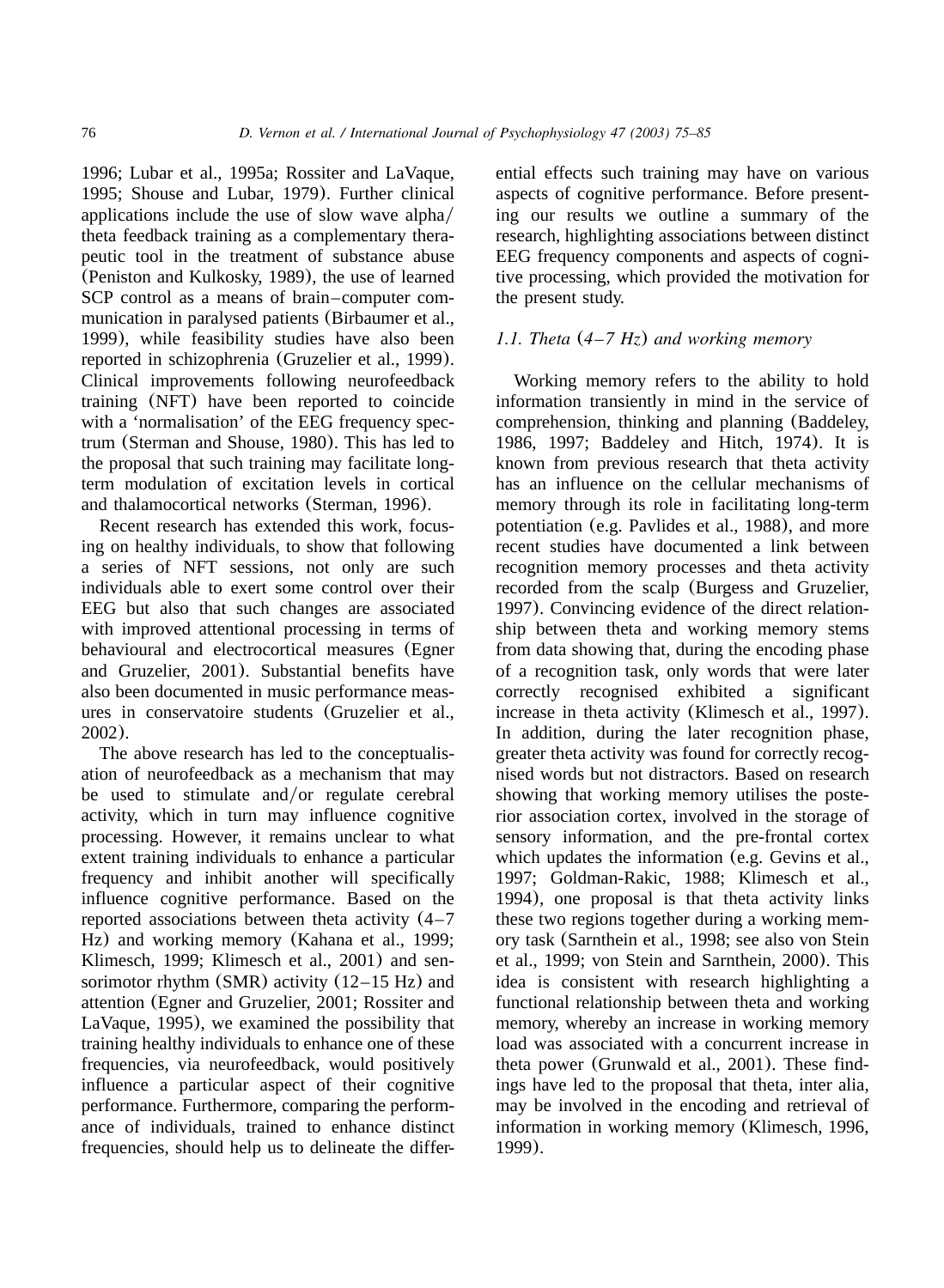1996; Lubar et al., 1995a; Rossiter and LaVaque, 1995; Shouse and Lubar, 1979). Further clinical applications include the use of slow wave alpha/theta feedback training as a complementary therapeutic tool in the treatment of substance abuse (Peniston and Kulkosky, 1989), the use of learned SCP control as a means of brain–computer communication in paralysed patients (Birbaumer et al., 1999), while feasibility studies have also been reported in schizophrenia (Gruzelier et al., 1999). Clinical improvements following neurofeedback training (NFT) have been reported to coincide with a 'normalisation' of the EEG frequency spectrum (Sterman and Shouse, 1980). This has led to the proposal that such training may facilitate long-term modulation of excitation levels in cortical and thalamocortical networks (Sterman, 1996).

Recent research has extended this work, focusing on healthy individuals, to show that following a series of NFT sessions, not only are such individuals able to exert some control over their EEG but also that such changes are associated with improved attentional processing in terms of behavioural and electrocortical measures (Egner and Gruzelier, 2001). Substantial benefits have also been documented in music performance measures in conservatoire students (Gruzelier et al., 2002).

The above research has led to the conceptualisation of neurofeedback as a mechanism that may be used to stimulate and/or regulate cerebral activity, which in turn may influence cognitive processing. However, it remains unclear to what extent training individuals to enhance a particular frequency and inhibit another will specifically influence cognitive performance. Based on the reported associations between theta activity (4–7 Hz) and working memory (Kahana et al., 1999; Klimesch, 1999; Klimesch et al., 2001) and sensorimotor rhythm (SMR) activity (12–15 Hz) and attention (Egner and Gruzelier, 2001; Rossiter and LaVaque, 1995), we examined the possibility that training healthy individuals to enhance one of these frequencies, via neurofeedback, would positively influence a particular aspect of their cognitive performance. Furthermore, comparing the performance of individuals, trained to enhance distinct frequencies, should help us to delineate the differential effects such training may have on various aspects of cognitive performance. Before presenting our results we outline a summary of the research, highlighting associations between distinct EEG frequency components and aspects of cognitive processing, which provided the motivation for the present study.

### *1.1. Theta (4–7 Hz) and working memory*

Working memory refers to the ability to hold information transiently in mind in the service of comprehension, thinking and planning (Baddeley, 1986, 1997; Baddeley and Hitch, 1974). It is known from previous research that theta activity has an influence on the cellular mechanisms of memory through its role in facilitating long-term potentiation (e.g. Pavlides et al., 1988), and more recent studies have documented a link between recognition memory processes and theta activity recorded from the scalp (Burgess and Gruzelier, 1997). Convincing evidence of the direct relationship between theta and working memory stems from data showing that, during the encoding phase of a recognition task, only words that were later correctly recognised exhibited a significant increase in theta activity (Klimesch et al., 1997). In addition, during the later recognition phase, greater theta activity was found for correctly recognised words but not distractors. Based on research showing that working memory utilises the posterior association cortex, involved in the storage of sensory information, and the pre-frontal cortex which updates the information (e.g. Gevins et al., 1997; Goldman-Rakic, 1988; Klimesch et al., 1994), one proposal is that theta activity links these two regions together during a working memory task (Sarnthein et al., 1998; see also von Stein et al., 1999; von Stein and Sarnthein, 2000). This idea is consistent with research highlighting a functional relationship between theta and working memory, whereby an increase in working memory load was associated with a concurrent increase in theta power (Grunwald et al., 2001). These findings have led to the proposal that theta, inter alia, may be involved in the encoding and retrieval of information in working memory (Klimesch, 1996, 1999).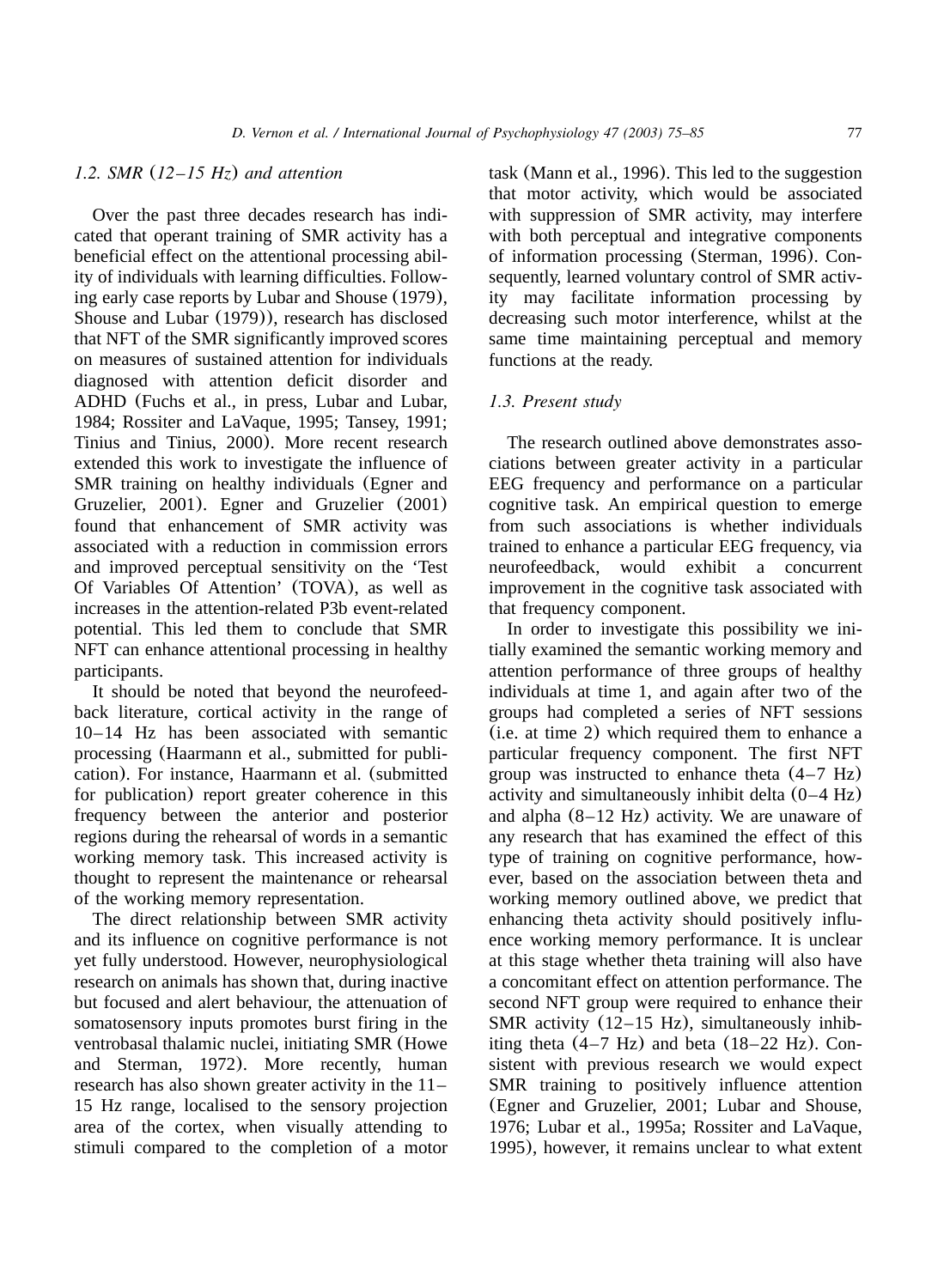### 1.2. SMR (12–15 Hz) and attention

Over the past three decades research has indicated that operant training of SMR activity has a beneficial effect on the attentional processing ability of individuals with learning difficulties. Following early case reports by Lubar and Shouse (1979), Shouse and Lubar (1979)), research has disclosed that NFT of the SMR significantly improved scores on measures of sustained attention for individuals diagnosed with attention deficit disorder and ADHD (Fuchs et al., in press, Lubar and Lubar, 1984; Rossiter and LaVaque, 1995; Tansey, 1991; Tinius and Tinius, 2000). More recent research extended this work to investigate the influence of SMR training on healthy individuals (Egner and Gruzelier, 2001). Egner and Gruzelier (2001) found that enhancement of SMR activity was associated with a reduction in commission errors and improved perceptual sensitivity on the 'Test Of Variables Of Attention' (TOVA), as well as increases in the attention-related P3b event-related potential. This led them to conclude that SMR NFT can enhance attentional processing in healthy participants.

It should be noted that beyond the neurofeedback literature, cortical activity in the range of 10–14 Hz has been associated with semantic processing (Haarmann et al., submitted for publication). For instance, Haarmann et al. (submitted for publication) report greater coherence in this frequency between the anterior and posterior regions during the rehearsal of words in a semantic working memory task. This increased activity is thought to represent the maintenance or rehearsal of the working memory representation.

The direct relationship between SMR activity and its influence on cognitive performance is not yet fully understood. However, neurophysiological research on animals has shown that, during inactive but focused and alert behaviour, the attenuation of somatosensory inputs promotes burst firing in the ventrobasal thalamic nuclei, initiating SMR (Howe and Sterman, 1972). More recently, human research has also shown greater activity in the 11–15 Hz range, localised to the sensory projection area of the cortex, when visually attending to stimuli compared to the completion of a motor task (Mann et al., 1996). This led to the suggestion that motor activity, which would be associated with suppression of SMR activity, may interfere with both perceptual and integrative components of information processing (Sterman, 1996). Consequently, learned voluntary control of SMR activity may facilitate information processing by decreasing such motor interference, whilst at the same time maintaining perceptual and memory functions at the ready.

### 1.3. Present study

The research outlined above demonstrates associations between greater activity in a particular EEG frequency and performance on a particular cognitive task. An empirical question to emerge from such associations is whether individuals trained to enhance a particular EEG frequency, via neurofeedback, would exhibit a concurrent improvement in the cognitive task associated with that frequency component.

In order to investigate this possibility we initially examined the semantic working memory and attention performance of three groups of healthy individuals at time 1, and again after two of the groups had completed a series of NFT sessions (i.e. at time 2) which required them to enhance a particular frequency component. The first NFT group was instructed to enhance theta (4–7 Hz) activity and simultaneously inhibit delta (0–4 Hz) and alpha (8–12 Hz) activity. We are unaware of any research that has examined the effect of this type of training on cognitive performance, however, based on the association between theta and working memory outlined above, we predict that enhancing theta activity should positively influence working memory performance. It is unclear at this stage whether theta training will also have a concomitant effect on attention performance. The second NFT group were required to enhance their SMR activity (12–15 Hz), simultaneously inhibiting theta (4–7 Hz) and beta (18–22 Hz). Consistent with previous research we would expect SMR training to positively influence attention (Egner and Gruzelier, 2001; Lubar and Shouse, 1976; Lubar et al., 1995a; Rossiter and LaVaque, 1995), however, it remains unclear to what extent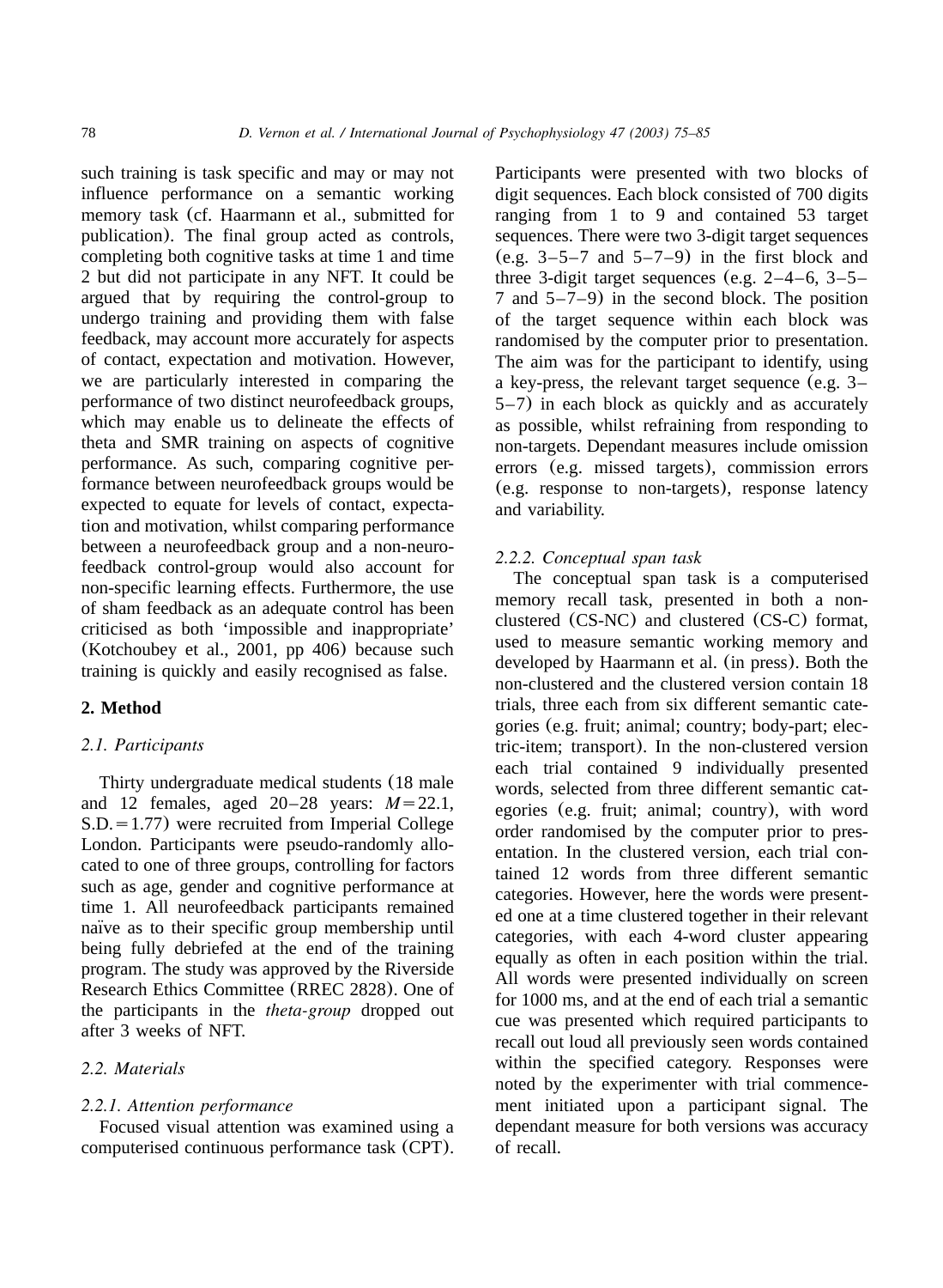such training is task specific and may or may not influence performance on a semantic working memory task (cf. Haarmann et al., submitted for publication). The final group acted as controls, completing both cognitive tasks at time 1 and time 2 but did not participate in any NFT. It could be argued that by requiring the control-group to undergo training and providing them with false feedback, may account more accurately for aspects of contact, expectation and motivation. However, we are particularly interested in comparing the performance of two distinct neurofeedback groups, which may enable us to delineate the effects of theta and SMR training on aspects of cognitive performance. As such, comparing cognitive performance between neurofeedback groups would be expected to equate for levels of contact, expectation and motivation, whilst comparing performance between a neurofeedback group and a non-neurofeedback control-group would also account for non-specific learning effects. Furthermore, the use of sham feedback as an adequate control has been criticised as both 'impossible and inappropriate' (Kotchoubey et al., 2001, pp 406) because such training is quickly and easily recognised as false.

## 2. Method

### 2.1. Participants

Thirty undergraduate medical students (18 male and 12 females, aged 20–28 years: $M=22.1$, S.D. $=1.77$) were recruited from Imperial College London. Participants were pseudo-randomly allocated to one of three groups, controlling for factors such as age, gender and cognitive performance at time 1. All neurofeedback participants remained naïve as to their specific group membership until being fully debriefed at the end of the training program. The study was approved by the Riverside Research Ethics Committee (RREC 2828). One of the participants in the *theta-group* dropped out after 3 weeks of NFT.

### 2.2. Materials

#### 2.2.1. Attention performance

Focused visual attention was examined using a computerised continuous performance task (CPT). Participants were presented with two blocks of digit sequences. Each block consisted of 700 digits ranging from 1 to 9 and contained 53 target sequences. There were two 3-digit target sequences (e.g. 3–5–7 and 5–7–9) in the first block and three 3-digit target sequences (e.g. 2–4–6, 3–5–7 and 5–7–9) in the second block. The position of the target sequence within each block was randomised by the computer prior to presentation. The aim was for the participant to identify, using a key-press, the relevant target sequence (e.g. 3–5–7) in each block as quickly and as accurately as possible, whilst refraining from responding to non-targets. Dependant measures include omission errors (e.g. missed targets), commission errors (e.g. response to non-targets), response latency and variability.

#### 2.2.2. Conceptual span task

The conceptual span task is a computerised memory recall task, presented in both a non-clustered (CS-NC) and clustered (CS-C) format, used to measure semantic working memory and developed by Haarmann et al. (in press). Both the non-clustered and the clustered version contain 18 trials, three each from six different semantic categories (e.g. fruit; animal; country; body-part; electric-item; transport). In the non-clustered version each trial contained 9 individually presented words, selected from three different semantic categories (e.g. fruit; animal; country), with word order randomised by the computer prior to presentation. In the clustered version, each trial contained 12 words from three different semantic categories. However, here the words were presented one at a time clustered together in their relevant categories, with each 4-word cluster appearing equally as often in each position within the trial. All words were presented individually on screen for 1000 ms, and at the end of each trial a semantic cue was presented which required participants to recall out loud all previously seen words contained within the specified category. Responses were noted by the experimenter with trial commencement initiated upon a participant signal. The dependant measure for both versions was accuracy of recall.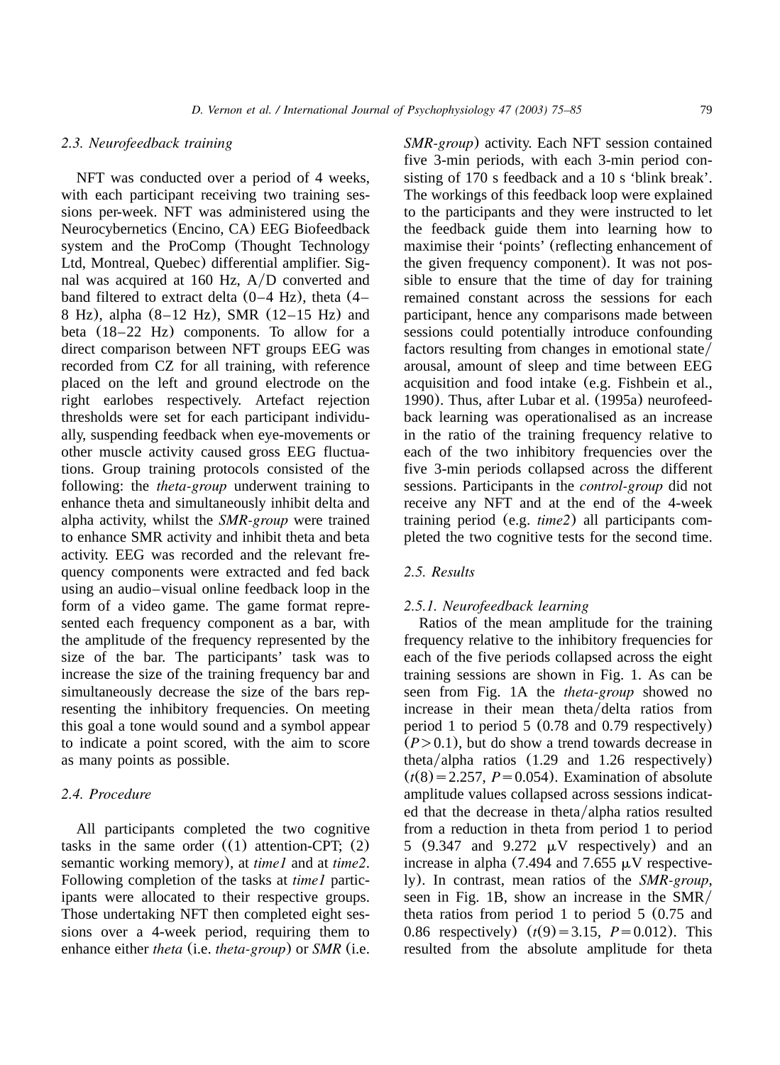### 2.3. Neurofeedback training

NFT was conducted over a period of 4 weeks, with each participant receiving two training sessions per-week. NFT was administered using the Neurocybernetics (Encino, CA) EEG Biofeedback system and the ProComp (Thought Technology Ltd, Montreal, Quebec) differential amplifier. Signal was acquired at 160 Hz, A/D converted and band filtered to extract delta (0–4 Hz), theta (4–8 Hz), alpha (8–12 Hz), SMR (12–15 Hz) and beta (18–22 Hz) components. To allow for a direct comparison between NFT groups EEG was recorded from CZ for all training, with reference placed on the left and ground electrode on the right earlobes respectively. Artefact rejection thresholds were set for each participant individually, suspending feedback when eye-movements or other muscle activity caused gross EEG fluctuations. Group training protocols consisted of the following: the *theta-group* underwent training to enhance theta and simultaneously inhibit delta and alpha activity, whilst the *SMR-group* were trained to enhance SMR activity and inhibit theta and beta activity. EEG was recorded and the relevant frequency components were extracted and fed back using an audio–visual online feedback loop in the form of a video game. The game format represented each frequency component as a bar, with the amplitude of the frequency represented by the size of the bar. The participants' task was to increase the size of the training frequency bar and simultaneously decrease the size of the bars representing the inhibitory frequencies. On meeting this goal a tone would sound and a symbol appear to indicate a point scored, with the aim to score as many points as possible.

### 2.4. Procedure

All participants completed the two cognitive tasks in the same order ((1) attention-CPT; (2) semantic working memory), at *time1* and at *time2*. Following completion of the tasks at *time1* participants were allocated to their respective groups. Those undertaking NFT then completed eight sessions over a 4-week period, requiring them to enhance either *theta* (i.e. *theta-group*) or *SMR* (i.e. *SMR-group*) activity. Each NFT session contained five 3-min periods, with each 3-min period consisting of 170 s feedback and a 10 s 'blink break'. The workings of this feedback loop were explained to the participants and they were instructed to let the feedback guide them into learning how to maximise their 'points' (reflecting enhancement of the given frequency component). It was not possible to ensure that the time of day for training remained constant across the sessions for each participant, hence any comparisons made between sessions could potentially introduce confounding factors resulting from changes in emotional state/arousal, amount of sleep and time between EEG acquisition and food intake (e.g. Fishbein et al., 1990). Thus, after Lubar et al. (1995a) neurofeedback learning was operationalised as an increase in the ratio of the training frequency relative to each of the two inhibitory frequencies over the five 3-min periods collapsed across the different sessions. Participants in the *control-group* did not receive any NFT and at the end of the 4-week training period (e.g. *time2*) all participants completed the two cognitive tests for the second time.

### 2.5. Results

#### 2.5.1. Neurofeedback learning

Ratios of the mean amplitude for the training frequency relative to the inhibitory frequencies for each of the five periods collapsed across the eight training sessions are shown in Fig. 1. As can be seen from Fig. 1A the *theta-group* showed no increase in their mean theta/delta ratios from period 1 to period 5 (0.78 and 0.79 respectively) ($P>0.1$), but do show a trend towards decrease in theta/alpha ratios (1.29 and 1.26 respectively) ($t(8)=2.257$, $P=0.054$). Examination of absolute amplitude values collapsed across sessions indicated that the decrease in theta/alpha ratios resulted from a reduction in theta from period 1 to period 5 (9.347 and 9.272 μV respectively) and an increase in alpha (7.494 and 7.655 μV respectively). In contrast, mean ratios of the *SMR-group*, seen in Fig. 1B, show an increase in the SMR/theta ratios from period 1 to period 5 (0.75 and 0.86 respectively) ($t(9)=3.15$, $P=0.012$). This resulted from the absolute amplitude for theta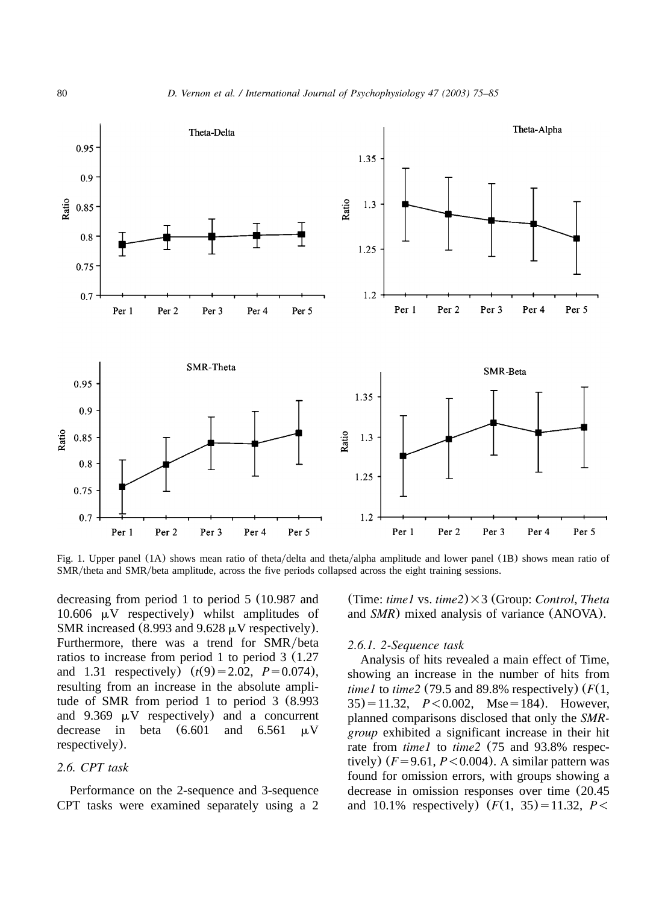Fig. 1. Upper panel (1A) shows mean ratio of theta/delta and theta/alpha amplitude and lower panel (1B) shows mean ratio of SMR/theta and SMR/beta amplitude, across the five periods collapsed across the eight training sessions.

decreasing from period 1 to period 5 (10.987 and 10.606 μV respectively) whilst amplitudes of SMR increased (8.993 and 9.628 μV respectively). Furthermore, there was a trend for SMR/beta ratios to increase from period 1 to period 3 (1.27 and 1.31 respectively) ($t(9)=2.02$, $P=0.074$), resulting from an increase in the absolute amplitude of SMR from period 1 to period 3 (8.993 and 9.369 μV respectively) and a concurrent decrease in beta (6.601 and 6.561 μV respectively).

### 2.6. CPT task

Performance on the 2-sequence and 3-sequence CPT tasks were examined separately using a 2 (Time: *time1* vs. *time2*)×3 (Group: *Control*, *Theta* and *SMR*) mixed analysis of variance (ANOVA).

#### 2.6.1. 2-Sequence task

Analysis of hits revealed a main effect of Time, showing an increase in the number of hits from *time1* to *time2* (79.5 and 89.8% respectively) ($F(1, 35)=11.32$, $P<0.002$, Mse$=184$). However, planned comparisons disclosed that only the *SMR-group* exhibited a significant increase in their hit rate from *time1* to *time2* (75 and 93.8% respectively) ($F=9.61$, $P<0.004$). A similar pattern was found for omission errors, with groups showing a decrease in omission responses over time (20.45 and 10.1% respectively) ($F(1, 35)=11.32$, $P<$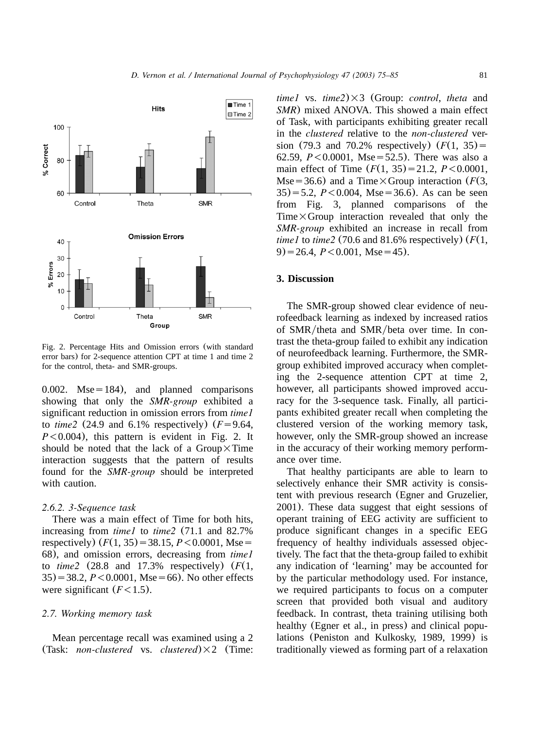Fig. 2. Percentage Hits and Omission errors (with standard error bars) for 2-sequence attention CPT at time 1 and time 2 for the control, theta- and SMR-groups.

0.002. Mse = 184), and planned comparisons showing that only the *SMR-group* exhibited a significant reduction in omission errors from *time1* to *time2* (24.9 and 6.1% respectively) ($F = 9.64$, $P < 0.004$), this pattern is evident in Fig. 2. It should be noted that the lack of a Group × Time interaction suggests that the pattern of results found for the *SMR-group* should be interpreted with caution.

#### 2.6.2. 3-Sequence task

There was a main effect of Time for both hits, increasing from *time1* to *time2* (71.1 and 82.7% respectively) ($F(1, 35) = 38.15$, $P < 0.0001$, Mse = 68), and omission errors, decreasing from *time1* to *time2* (28.8 and 17.3% respectively) ($F(1, 35) = 38.2$, $P < 0.0001$, Mse = 66). No other effects were significant ($F < 1.5$).

### 2.7. Working memory task

Mean percentage recall was examined using a 2 (Task: *non-clustered* vs. *clustered*) × 2 (Time: *time1* vs. *time2*) × 3 (Group: *control*, *theta* and *SMR*) mixed ANOVA. This showed a main effect of Task, with participants exhibiting greater recall in the *clustered* relative to the *non-clustered* version (79.3 and 70.2% respectively) ($F(1, 35) = 62.59$, $P < 0.0001$, Mse = 52.5). There was also a main effect of Time ($F(1, 35) = 21.2$, $P < 0.0001$, Mse = 36.6) and a Time × Group interaction ($F(3, 35) = 5.2$, $P < 0.004$, Mse = 36.6). As can be seen from Fig. 3, planned comparisons of the Time × Group interaction revealed that only the *SMR-group* exhibited an increase in recall from *time1* to *time2* (70.6 and 81.6% respectively) ($F(1, 9) = 26.4$, $P < 0.001$, Mse = 45).

## 3. Discussion

The SMR-group showed clear evidence of neurofeedback learning as indexed by increased ratios of SMR/theta and SMR/beta over time. In contrast the theta-group failed to exhibit any indication of neurofeedback learning. Furthermore, the SMR-group exhibited improved accuracy when completing the 2-sequence attention CPT at time 2, however, all participants showed improved accuracy for the 3-sequence task. Finally, all participants exhibited greater recall when completing the clustered version of the working memory task, however, only the SMR-group showed an increase in the accuracy of their working memory performance over time.

That healthy participants are able to learn to selectively enhance their SMR activity is consistent with previous research (Egner and Gruzelier, 2001). These data suggest that eight sessions of operant training of EEG activity are sufficient to produce significant changes in a specific EEG frequency of healthy individuals assessed objectively. The fact that the theta-group failed to exhibit any indication of 'learning' may be accounted for by the particular methodology used. For instance, we required participants to focus on a computer screen that provided both visual and auditory feedback. In contrast, theta training utilising both healthy (Egner et al., in press) and clinical populations (Peniston and Kulkosky, 1989, 1999) is traditionally viewed as forming part of a relaxation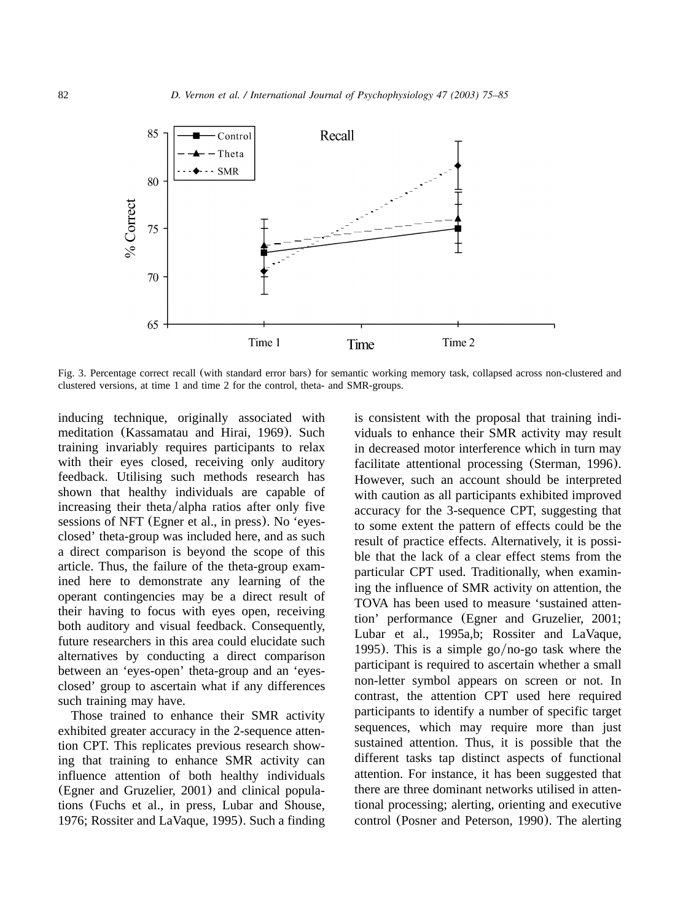Fig. 3. Percentage correct recall (with standard error bars) for semantic working memory task, collapsed across non-clustered and clustered versions, at time 1 and time 2 for the control, theta- and SMR-groups.

inducing technique, originally associated with meditation (Kassamatau and Hirai, 1969). Such training invariably requires participants to relax with their eyes closed, receiving only auditory feedback. Utilising such methods research has shown that healthy individuals are capable of increasing their theta/alpha ratios after only five sessions of NFT (Egner et al., in press). No 'eyes-closed' theta-group was included here, and as such a direct comparison is beyond the scope of this article. Thus, the failure of the theta-group examined here to demonstrate any learning of the operant contingencies may be a direct result of their having to focus with eyes open, receiving both auditory and visual feedback. Consequently, future researchers in this area could elucidate such alternatives by conducting a direct comparison between an 'eyes-open' theta-group and an 'eyes-closed' group to ascertain what if any differences such training may have.

Those trained to enhance their SMR activity exhibited greater accuracy in the 2-sequence attention CPT. This replicates previous research showing that training to enhance SMR activity can influence attention of both healthy individuals (Egner and Gruzelier, 2001) and clinical populations (Fuchs et al., in press, Lubar and Shouse, 1976; Rossiter and LaVaque, 1995). Such a finding is consistent with the proposal that training individuals to enhance their SMR activity may result in decreased motor interference which in turn may facilitate attentional processing (Sterman, 1996). However, such an account should be interpreted with caution as all participants exhibited improved accuracy for the 3-sequence CPT, suggesting that to some extent the pattern of effects could be the result of practice effects. Alternatively, it is possible that the lack of a clear effect stems from the particular CPT used. Traditionally, when examining the influence of SMR activity on attention, the TOVA has been used to measure 'sustained attention' performance (Egner and Gruzelier, 2001; Lubar et al., 1995a,b; Rossiter and LaVaque, 1995). This is a simple go/no-go task where the participant is required to ascertain whether a small non-letter symbol appears on screen or not. In contrast, the attention CPT used here required participants to identify a number of specific target sequences, which may require more than just sustained attention. Thus, it is possible that the different tasks tap distinct aspects of functional attention. For instance, it has been suggested that there are three dominant networks utilised in attentional processing; alerting, orienting and executive control (Posner and Peterson, 1990). The alerting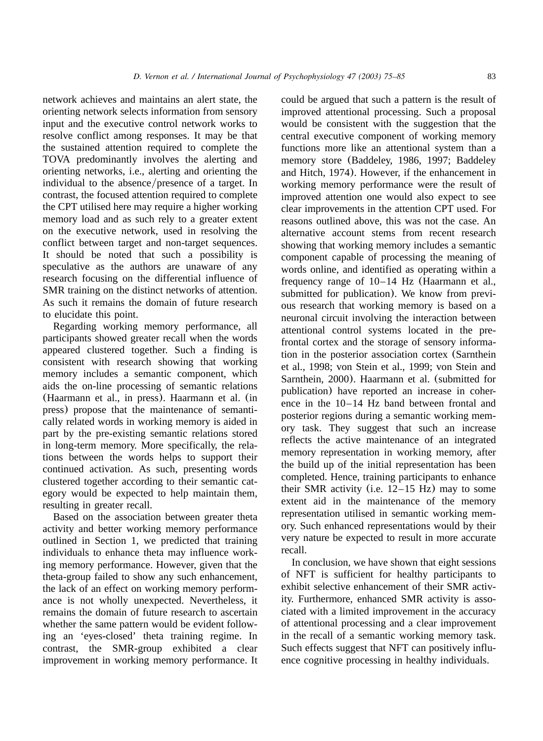network achieves and maintains an alert state, the orienting network selects information from sensory input and the executive control network works to resolve conflict among responses. It may be that the sustained attention required to complete the TOVA predominantly involves the alerting and orienting networks, i.e., alerting and orienting the individual to the absence/presence of a target. In contrast, the focused attention required to complete the CPT utilised here may require a higher working memory load and as such rely to a greater extent on the executive network, used in resolving the conflict between target and non-target sequences. It should be noted that such a possibility is speculative as the authors are unaware of any research focusing on the differential influence of SMR training on the distinct networks of attention. As such it remains the domain of future research to elucidate this point.

Regarding working memory performance, all participants showed greater recall when the words appeared clustered together. Such a finding is consistent with research showing that working memory includes a semantic component, which aids the on-line processing of semantic relations (Haarmann et al., in press). Haarmann et al. (in press) propose that the maintenance of semantically related words in working memory is aided in part by the pre-existing semantic relations stored in long-term memory. More specifically, the relations between the words helps to support their continued activation. As such, presenting words clustered together according to their semantic category would be expected to help maintain them, resulting in greater recall.

Based on the association between greater theta activity and better working memory performance outlined in Section 1, we predicted that training individuals to enhance theta may influence working memory performance. However, given that the theta-group failed to show any such enhancement, the lack of an effect on working memory performance is not wholly unexpected. Nevertheless, it remains the domain of future research to ascertain whether the same pattern would be evident following an 'eyes-closed' theta training regime. In contrast, the SMR-group exhibited a clear improvement in working memory performance. It could be argued that such a pattern is the result of improved attentional processing. Such a proposal would be consistent with the suggestion that the central executive component of working memory functions more like an attentional system than a memory store (Baddeley, 1986, 1997; Baddeley and Hitch, 1974). However, if the enhancement in working memory performance were the result of improved attention one would also expect to see clear improvements in the attention CPT used. For reasons outlined above, this was not the case. An alternative account stems from recent research showing that working memory includes a semantic component capable of processing the meaning of words online, and identified as operating within a frequency range of 10–14 Hz (Haarmann et al., submitted for publication). We know from previous research that working memory is based on a neuronal circuit involving the interaction between attentional control systems located in the prefrontal cortex and the storage of sensory information in the posterior association cortex (Sarnthein et al., 1998; von Stein et al., 1999; von Stein and Sarnthein, 2000). Haarmann et al. (submitted for publication) have reported an increase in coherence in the 10–14 Hz band between frontal and posterior regions during a semantic working memory task. They suggest that such an increase reflects the active maintenance of an integrated memory representation in working memory, after the build up of the initial representation has been completed. Hence, training participants to enhance their SMR activity (i.e. 12–15 Hz) may to some extent aid in the maintenance of the memory representation utilised in semantic working memory. Such enhanced representations would by their very nature be expected to result in more accurate recall.

In conclusion, we have shown that eight sessions of NFT is sufficient for healthy participants to exhibit selective enhancement of their SMR activity. Furthermore, enhanced SMR activity is associated with a limited improvement in the accuracy of attentional processing and a clear improvement in the recall of a semantic working memory task. Such effects suggest that NFT can positively influence cognitive processing in healthy individuals.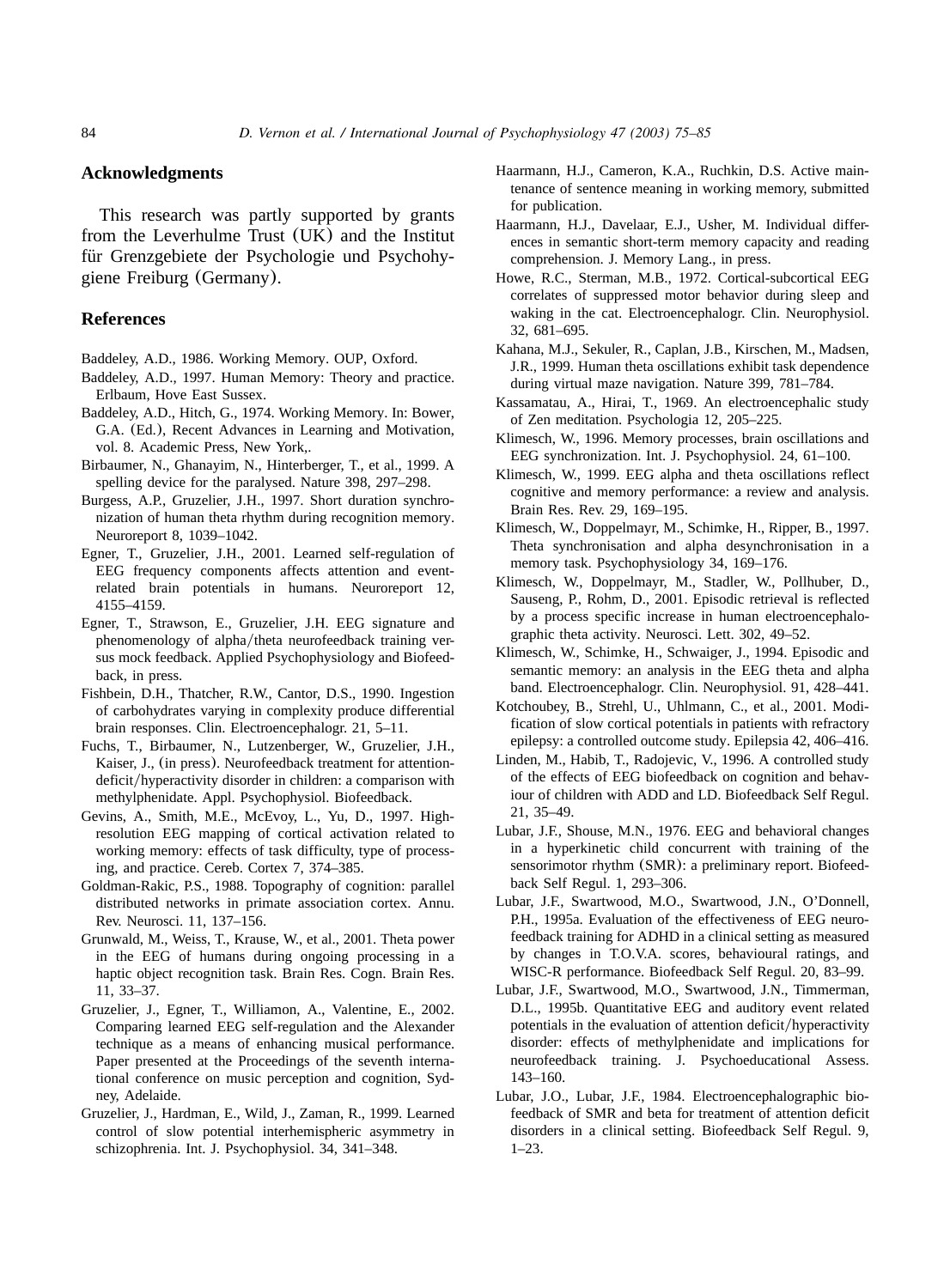## Acknowledgments

This research was partly supported by grants from the Leverhulme Trust (UK) and the Institut für Grenzgebiete der Psychologie und Psychohygiene Freiburg (Germany).

## References

Baddeley, A.D., 1986. Working Memory. OUP, Oxford.

Baddeley, A.D., 1997. Human Memory: Theory and practice. Erlbaum, Hove East Sussex.

Baddeley, A.D., Hitch, G., 1974. Working Memory. In: Bower, G.A. (Ed.), Recent Advances in Learning and Motivation, vol. 8. Academic Press, New York,.

Birbaumer, N., Ghanayim, N., Hinterberger, T., et al., 1999. A spelling device for the paralysed. Nature 398, 297–298.

Burgess, A.P., Gruzelier, J.H., 1997. Short duration synchronization of human theta rhythm during recognition memory. Neuroreport 8, 1039–1042.

Egner, T., Gruzelier, J.H., 2001. Learned self-regulation of EEG frequency components affects attention and event-related brain potentials in humans. Neuroreport 12, 4155–4159.

Egner, T., Strawson, E., Gruzelier, J.H. EEG signature and phenomenology of alpha/theta neurofeedback training versus mock feedback. Applied Psychophysiology and Biofeedback, in press.

Fishbein, D.H., Thatcher, R.W., Cantor, D.S., 1990. Ingestion of carbohydrates varying in complexity produce differential brain responses. Clin. Electroencephalogr. 21, 5–11.

Fuchs, T., Birbaumer, N., Lutzenberger, W., Gruzelier, J.H., Kaiser, J., (in press). Neurofeedback treatment for attention-deficit/hyperactivity disorder in children: a comparison with methylphenidate. Appl. Psychophysiol. Biofeedback.

Gevins, A., Smith, M.E., McEvoy, L., Yu, D., 1997. High-resolution EEG mapping of cortical activation related to working memory: effects of task difficulty, type of processing, and practice. Cereb. Cortex 7, 374–385.

Goldman-Rakic, P.S., 1988. Topography of cognition: parallel distributed networks in primate association cortex. Annu. Rev. Neurosci. 11, 137–156.

Grunwald, M., Weiss, T., Krause, W., et al., 2001. Theta power in the EEG of humans during ongoing processing in a haptic object recognition task. Brain Res. Cogn. Brain Res. 11, 33–37.

Gruzelier, J., Egner, T., Williamon, A., Valentine, E., 2002. Comparing learned EEG self-regulation and the Alexander technique as a means of enhancing musical performance. Paper presented at the Proceedings of the seventh international conference on music perception and cognition, Sydney, Adelaide.

Gruzelier, J., Hardman, E., Wild, J., Zaman, R., 1999. Learned control of slow potential interhemispheric asymmetry in schizophrenia. Int. J. Psychophysiol. 34, 341–348.

Haarmann, H.J., Cameron, K.A., Ruchkin, D.S. Active maintenance of sentence meaning in working memory, submitted for publication.

Haarmann, H.J., Davelaar, E.J., Usher, M. Individual differences in semantic short-term memory capacity and reading comprehension. J. Memory Lang., in press.

Howe, R.C., Sterman, M.B., 1972. Cortical-subcortical EEG correlates of suppressed motor behavior during sleep and waking in the cat. Electroencephalogr. Clin. Neurophysiol. 32, 681–695.

Kahana, M.J., Sekuler, R., Caplan, J.B., Kirschen, M., Madsen, J.R., 1999. Human theta oscillations exhibit task dependence during virtual maze navigation. Nature 399, 781–784.

Kassamatau, A., Hirai, T., 1969. An electroencephalic study of Zen meditation. Psychologia 12, 205–225.

Klimesch, W., 1996. Memory processes, brain oscillations and EEG synchronization. Int. J. Psychophysiol. 24, 61–100.

Klimesch, W., 1999. EEG alpha and theta oscillations reflect cognitive and memory performance: a review and analysis. Brain Res. Rev. 29, 169–195.

Klimesch, W., Doppelmayr, M., Schimke, H., Ripper, B., 1997. Theta synchronisation and alpha desynchronisation in a memory task. Psychophysiology 34, 169–176.

Klimesch, W., Doppelmayr, M., Stadler, W., Pollhuber, D., Sauseng, P., Rohm, D., 2001. Episodic retrieval is reflected by a process specific increase in human electroencephalographic theta activity. Neurosci. Lett. 302, 49–52.

Klimesch, W., Schimke, H., Schwaiger, J., 1994. Episodic and semantic memory: an analysis in the EEG theta and alpha band. Electroencephalogr. Clin. Neurophysiol. 91, 428–441.

Kotchoubey, B., Strehl, U., Uhlmann, C., et al., 2001. Modification of slow cortical potentials in patients with refractory epilepsy: a controlled outcome study. Epilepsia 42, 406–416.

Linden, M., Habib, T., Radojevic, V., 1996. A controlled study of the effects of EEG biofeedback on cognition and behaviour of children with ADD and LD. Biofeedback Self Regul. 21, 35–49.

Lubar, J.F., Shouse, M.N., 1976. EEG and behavioral changes in a hyperkinetic child concurrent with training of the sensorimotor rhythm (SMR): a preliminary report. Biofeedback Self Regul. 1, 293–306.

Lubar, J.F., Swartwood, M.O., Swartwood, J.N., O'Donnell, P.H., 1995a. Evaluation of the effectiveness of EEG neurofeedback training for ADHD in a clinical setting as measured by changes in T.O.V.A. scores, behavioural ratings, and WISC-R performance. Biofeedback Self Regul. 20, 83–99.

Lubar, J.F., Swartwood, M.O., Swartwood, J.N., Timmerman, D.L., 1995b. Quantitative EEG and auditory event related potentials in the evaluation of attention deficit/hyperactivity disorder: effects of methylphenidate and implications for neurofeedback training. J. Psychoeducational Assess. 143–160.

Lubar, J.O., Lubar, J.F., 1984. Electroencephalographic biofeedback of SMR and beta for treatment of attention deficit disorders in a clinical setting. Biofeedback Self Regul. 9, 1–23.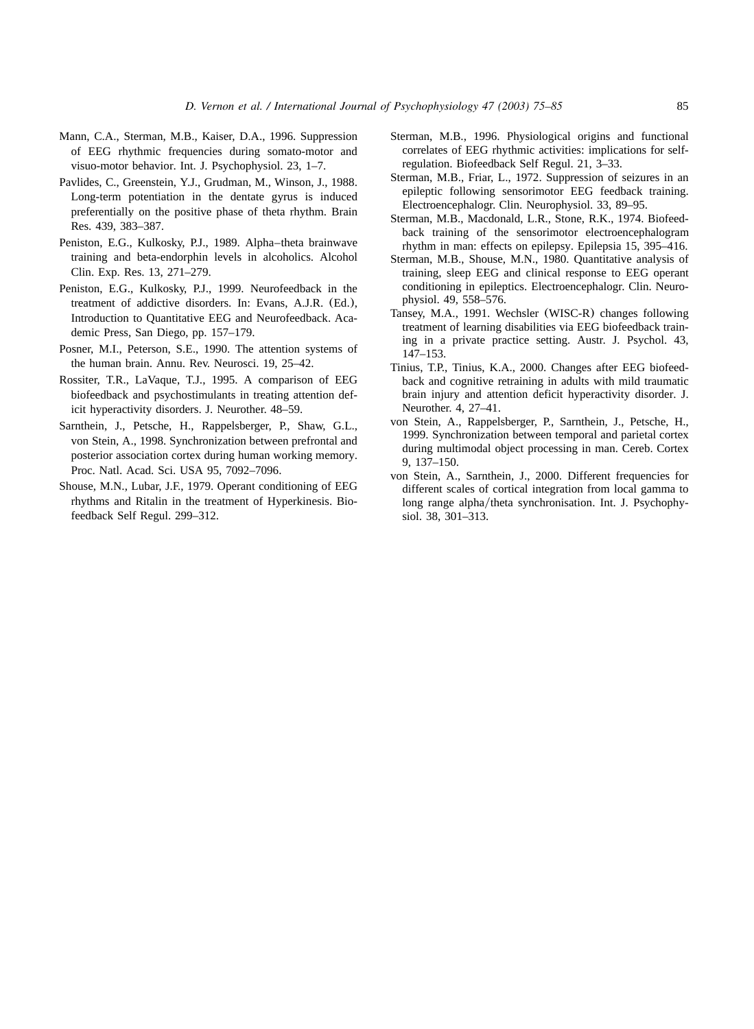Mann, C.A., Sterman, M.B., Kaiser, D.A., 1996. Suppression of EEG rhythmic frequencies during somato-motor and visuo-motor behavior. Int. J. Psychophysiol. 23, 1–7.

Pavlides, C., Greenstein, Y.J., Grudman, M., Winson, J., 1988. Long-term potentiation in the dentate gyrus is induced preferentially on the positive phase of theta rhythm. Brain Res. 439, 383–387.

Peniston, E.G., Kulkosky, P.J., 1989. Alpha–theta brainwave training and beta-endorphin levels in alcoholics. Alcohol Clin. Exp. Res. 13, 271–279.

Peniston, E.G., Kulkosky, P.J., 1999. Neurofeedback in the treatment of addictive disorders. In: Evans, A.J.R. (Ed.), Introduction to Quantitative EEG and Neurofeedback. Academic Press, San Diego, pp. 157–179.

Posner, M.I., Peterson, S.E., 1990. The attention systems of the human brain. Annu. Rev. Neurosci. 19, 25–42.

Rossiter, T.R., LaVaque, T.J., 1995. A comparison of EEG biofeedback and psychostimulants in treating attention deficit hyperactivity disorders. J. Neurother. 48–59.

Sarnthein, J., Petsche, H., Rappelsberger, P., Shaw, G.L., von Stein, A., 1998. Synchronization between prefrontal and posterior association cortex during human working memory. Proc. Natl. Acad. Sci. USA 95, 7092–7096.

Shouse, M.N., Lubar, J.F., 1979. Operant conditioning of EEG rhythms and Ritalin in the treatment of Hyperkinesis. Biofeedback Self Regul. 299–312.

Sterman, M.B., 1996. Physiological origins and functional correlates of EEG rhythmic activities: implications for self-regulation. Biofeedback Self Regul. 21, 3–33.

Sterman, M.B., Friar, L., 1972. Suppression of seizures in an epileptic following sensorimotor EEG feedback training. Electroencephalogr. Clin. Neurophysiol. 33, 89–95.

Sterman, M.B., Macdonald, L.R., Stone, R.K., 1974. Biofeedback training of the sensorimotor electroencephalogram rhythm in man: effects on epilepsy. Epilepsia 15, 395–416.

Sterman, M.B., Shouse, M.N., 1980. Quantitative analysis of training, sleep EEG and clinical response to EEG operant conditioning in epileptics. Electroencephalogr. Clin. Neurophysiol. 49, 558–576.

Tansey, M.A., 1991. Wechsler (WISC-R) changes following treatment of learning disabilities via EEG biofeedback training in a private practice setting. Austr. J. Psychol. 43, 147–153.

Tinius, T.P., Tinius, K.A., 2000. Changes after EEG biofeedback and cognitive retraining in adults with mild traumatic brain injury and attention deficit hyperactivity disorder. J. Neurother. 4, 27–41.

von Stein, A., Rappelsberger, P., Sarnthein, J., Petsche, H., 1999. Synchronization between temporal and parietal cortex during multimodal object processing in man. Cereb. Cortex 9, 137–150.

von Stein, A., Sarnthein, J., 2000. Different frequencies for different scales of cortical integration from local gamma to long range alpha/theta synchronisation. Int. J. Psychophysiol. 38, 301–313.